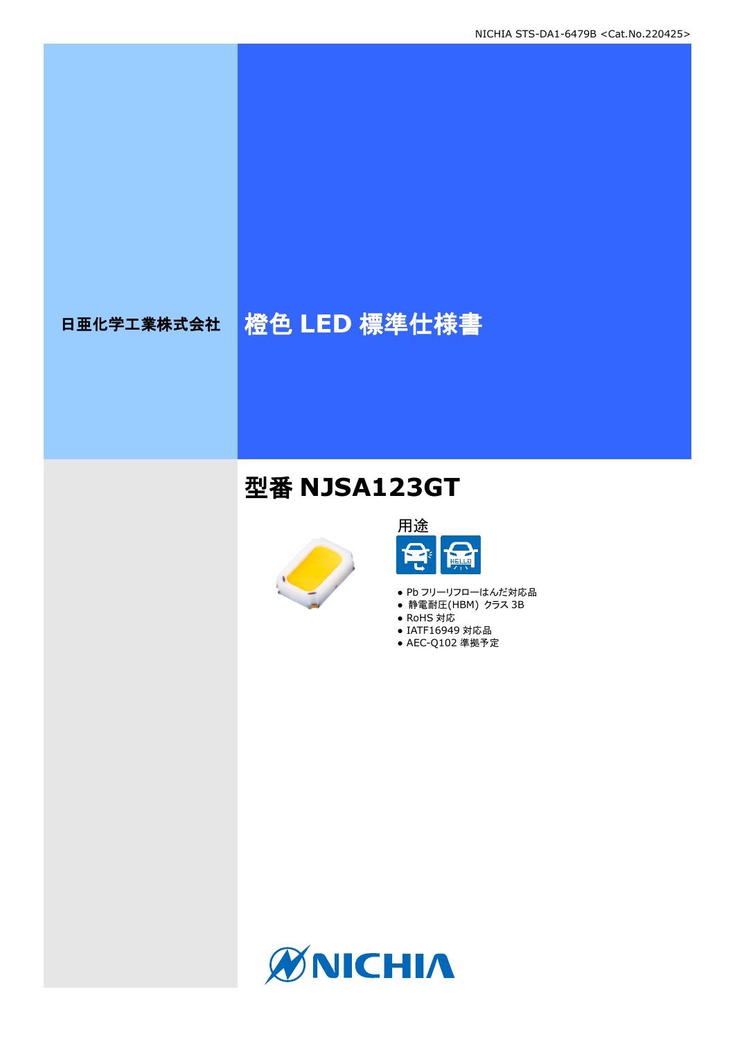日亜化学工業株式会社

# 橙色 LED 標準仕様書

## 型番 NJSA123GT

用途

- Pb フリーリフローはんだ対応品
- 静電耐圧(HBM) クラス 3B
- RoHS 対応
- IATF16949 対応品
- AEC-Q102 準拠予定

NICHIA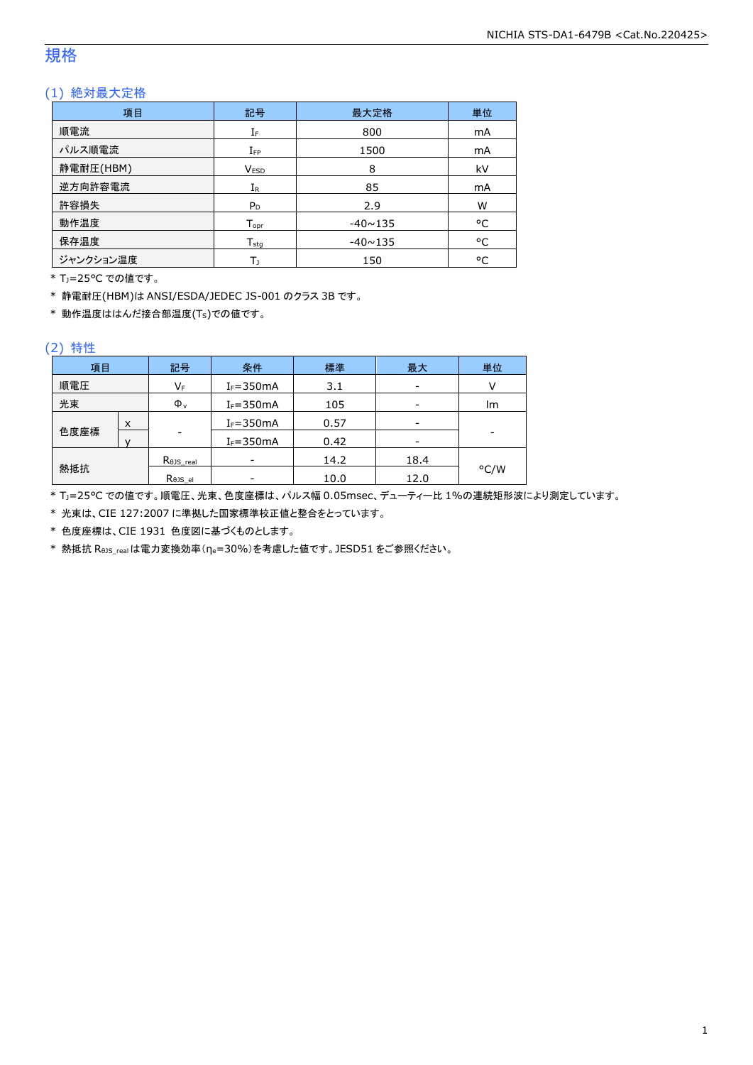# 規格

## (1) 絶対最大定格

| 項目 | 記号 | 最大定格 | 単位 |
|---|---|---|---|
| 順電流 | $I_F$ | 800 | mA |
| パルス順電流 | $I_{FP}$ | 1500 | mA |
| 静電耐圧(HBM) | $V_{ESD}$ | 8 | kV |
| 逆方向許容電流 | $I_R$ | 85 | mA |
| 許容損失 | $P_D$ | 2.9 | W |
| 動作温度 | $T_{opr}$ | -40~135 | °C |
| 保存温度 | $T_{stg}$ | -40~135 | °C |
| ジャンクション温度 | $T_J$ | 150 | °C |

\* $T_J$=25°C での値です。

\* 静電耐圧(HBM)は ANSI/ESDA/JEDEC JS-001 のクラス 3B です。

\* 動作温度ははんだ接合部温度($T_S$)での値です。

## (2) 特性

| 項目 | | 記号 | 条件 | 標準 | 最大 | 単位 |
|---|---|---|---|---|---|---|
| 順電圧 | | $V_F$ | $I_F$=350mA | 3.1 | - | V |
| 光束 | | $\Phi_v$ | $I_F$=350mA | 105 | - | lm |
| 色度座標 | x | - | $I_F$=350mA | 0.57 | - | - |
| | y | | $I_F$=350mA | 0.42 | - | |
| 熱抵抗 | | $R_{\theta JS\_real}$ | - | 14.2 | 18.4 | °C/W |
| | | $R_{\theta JS\_el}$ | - | 10.0 | 12.0 | |

\* $T_J$=25°C での値です。順電圧、光束、色度座標は、パルス幅 0.05msec、デューティー比 1%の連続矩形波により測定しています。

\* 光束は、CIE 127:2007 に準拠した国家標準校正値と整合をとっています。

\* 色度座標は、CIE 1931 色度図に基づくものとします。

\* 熱抵抗 $R_{\theta JS\_real}$ は電力変換効率($\eta_e$=30%)を考慮した値です。JESD51 をご参照ください。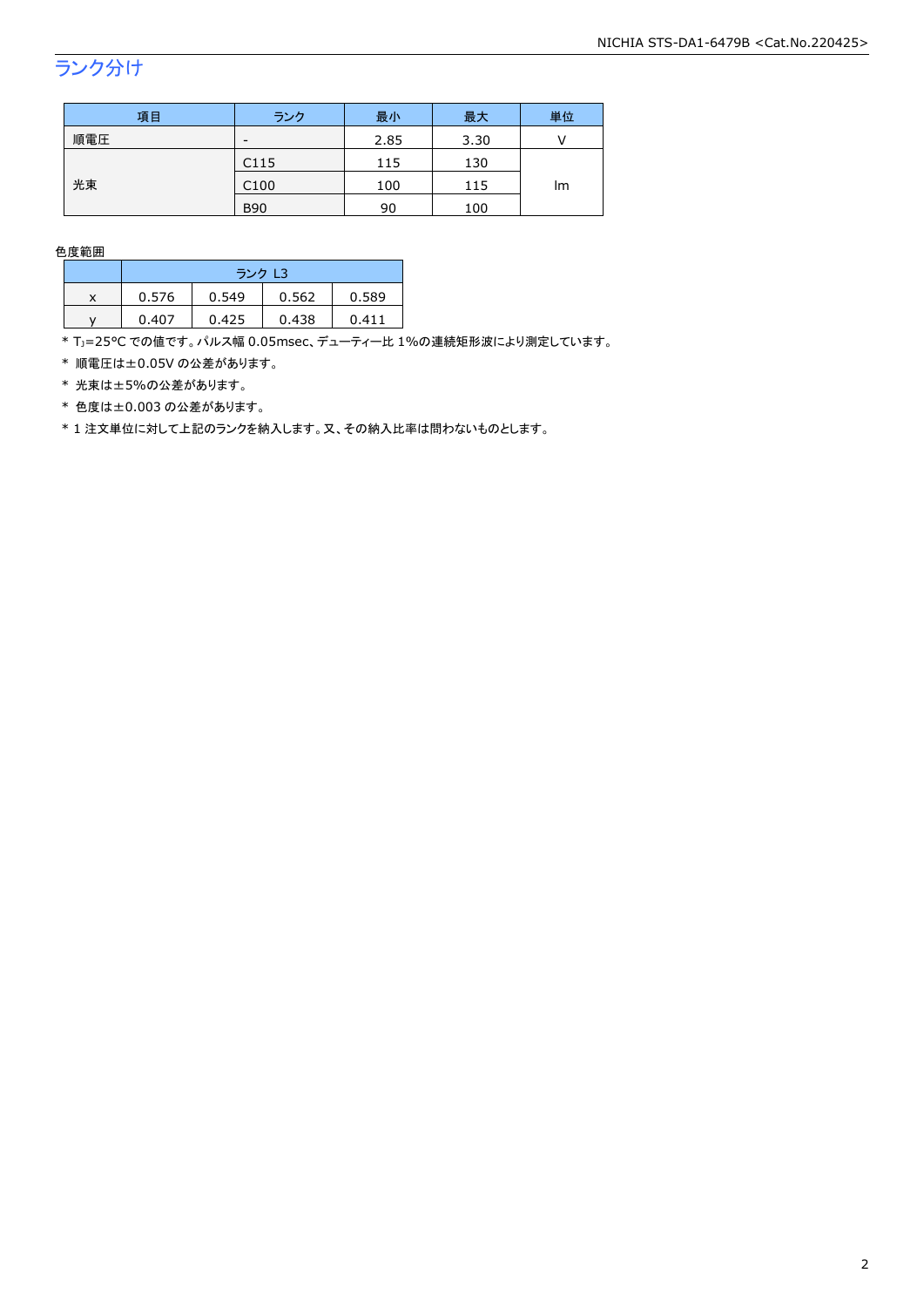## ランク分け

| 項目 | ランク | 最小 | 最大 | 単位 |
|---|---|---|---|---|
| 順電圧 | - | 2.85 | 3.30 | V |
| 光束 | C115 | 115 | 130 | lm |
| | C100 | 100 | 115 | |
| | B90 | 90 | 100 | |

色度範囲

| | ランク L3 | | | |
|---|---|---|---|---|
| x | 0.576 | 0.549 | 0.562 | 0.589 |
| y | 0.407 | 0.425 | 0.438 | 0.411 |

* $T_J$=25°C での値です。パルス幅 0.05msec、デューティー比 1%の連続矩形波により測定しています。
* 順電圧は±0.05V の公差があります。
* 光束は±5%の公差があります。
* 色度は±0.003 の公差があります。
* 1 注文単位に対して上記のランクを納入します。又、その納入比率は問わないものとします。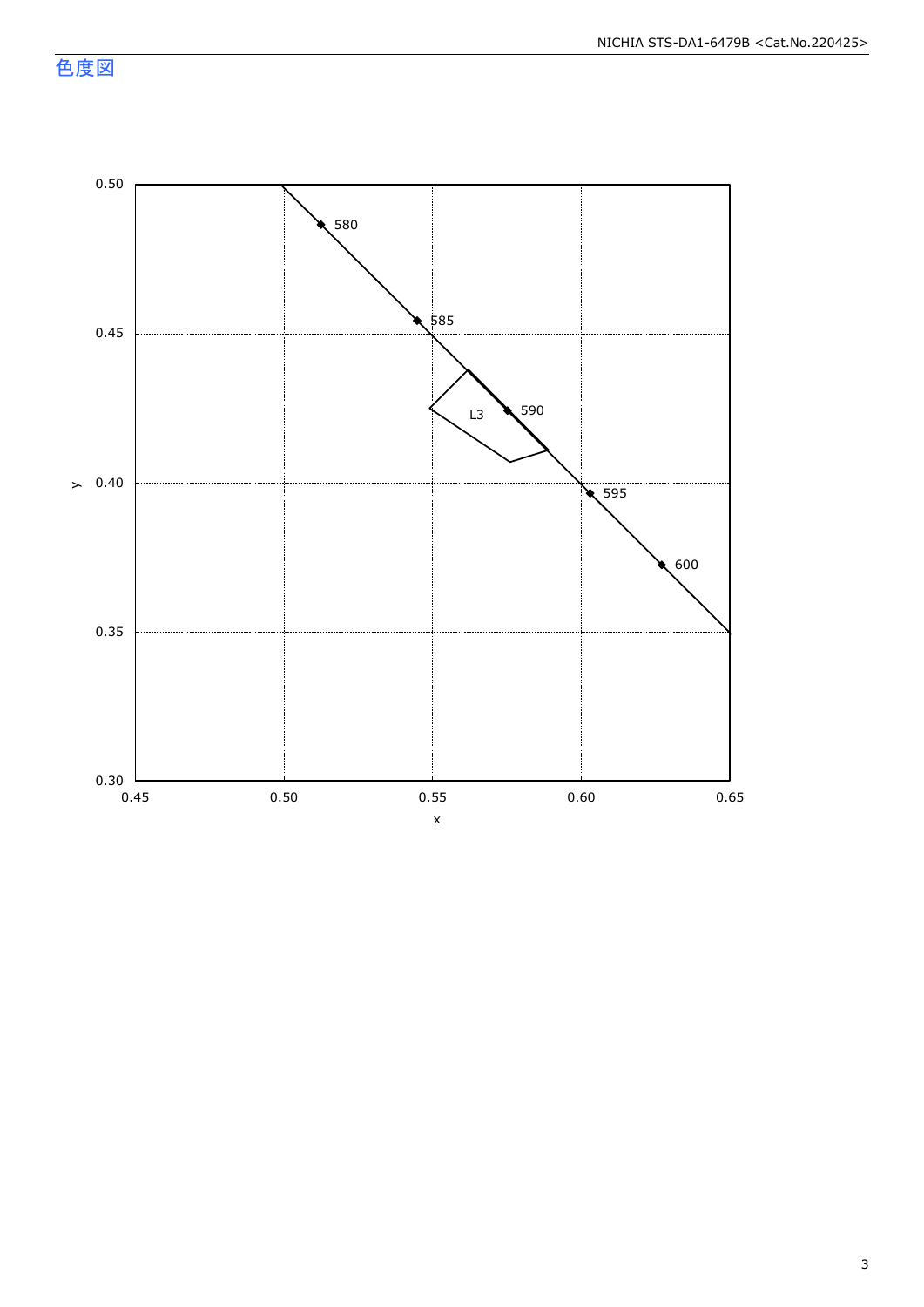# 色度図

y

0.50

0.45

0.40

0.35

0.30

0.45　0.50　0.55　0.60　0.65

x

580

585

590

595

600

L3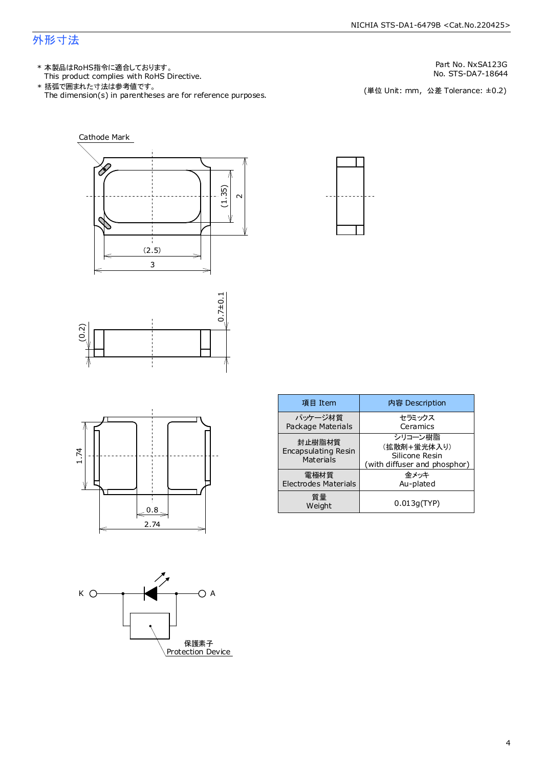## 外形寸法

\* 本製品はRoHS指令に適合しております。
This product complies with RoHS Directive.

\* 括弧で囲まれた寸法は参考値です。
The dimension(s) in parentheses are for reference purposes.

Part No. NxSA123G
No. STS-DA7-18644

(単位 Unit: mm, 公差 Tolerance: ±0.2)

Cathode Mark

(1.35) 2 (2.5) 3

(0.2) 0.7±0.1

1.74 0.8 2.74

K A

保護素子
Protection Device

| 項目 Item | 内容 Description |
|---|---|
| パッケージ材質<br>Package Materials | セラミックス<br>Ceramics |
| 封止樹脂材質<br>Encapsulating Resin Materials | シリコーン樹脂<br>(拡散剤+蛍光体入り)<br>Silicone Resin<br>(with diffuser and phosphor) |
| 電極材質<br>Electrodes Materials | 金メッキ<br>Au-plated |
| 質量<br>Weight | 0.013g(TYP) |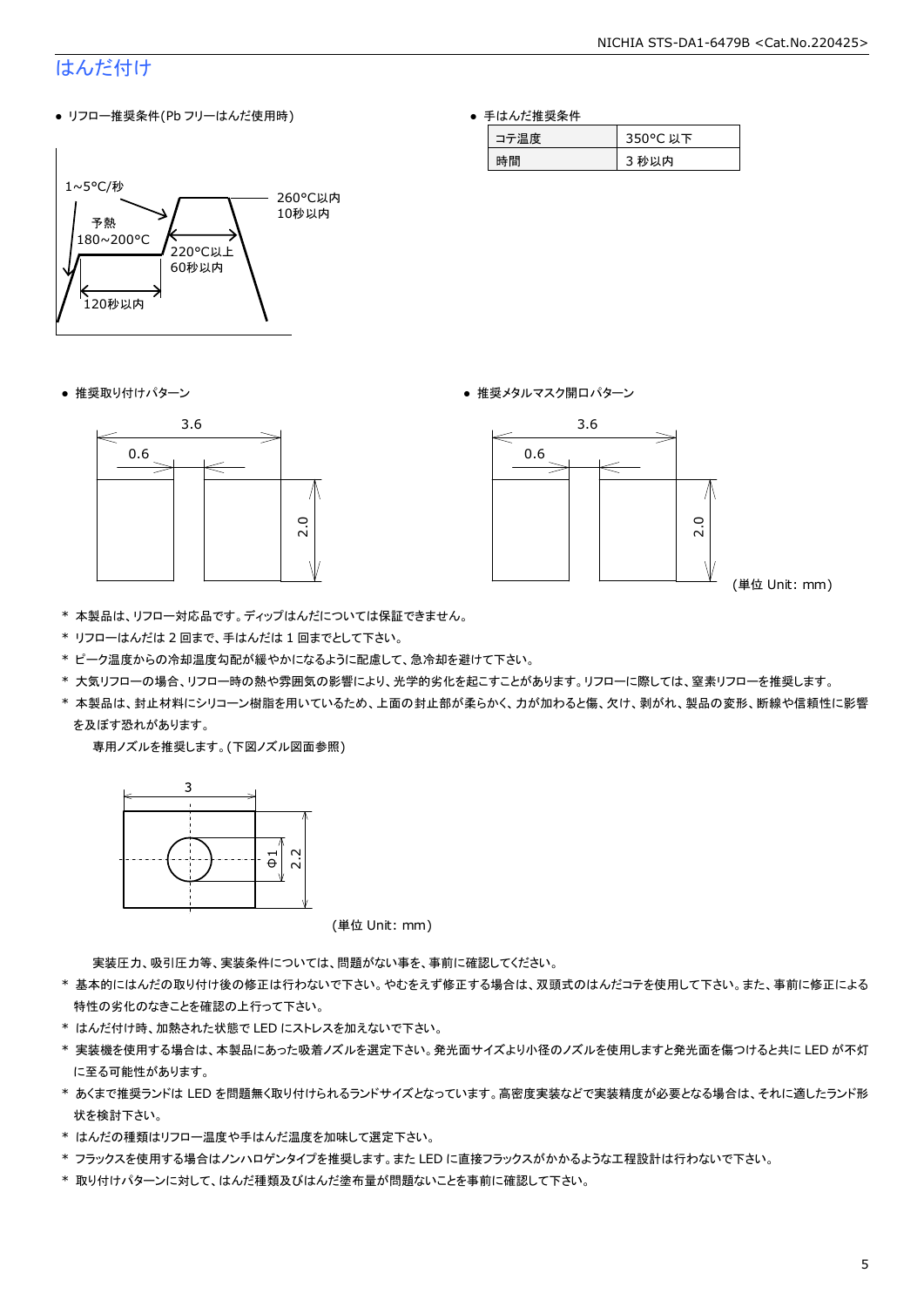## はんだ付け

- リフロー推奨条件(Pb フリーはんだ使用時)

1~5°C/秒

予熱
180~200°C

120秒以内

220°C以上
60秒以内

260°C以内
10秒以内

- 手はんだ推奨条件

| コテ温度 | 350°C 以下 |
|---|---|
| 時間 | 3 秒以内 |

- 推奨取り付けパターン

3.6
0.6
2.0

- 推奨メタルマスク開口パターン

3.6
0.6
2.0

(単位 Unit: mm)

\* 本製品は、リフロー対応品です。ディップはんだについては保証できません。

\* リフローはんだは 2 回まで、手はんだは 1 回までとして下さい。

\* ピーク温度からの冷却温度勾配が緩やかになるように配慮して、急冷却を避けて下さい。

\* 大気リフローの場合、リフロー時の熱や雰囲気の影響により、光学的劣化を起こすことがあります。リフローに際しては、窒素リフローを推奨します。

\* 本製品は、封止材料にシリコーン樹脂を用いているため、上面の封止部が柔らかく、力が加わると傷、欠け、剥がれ、製品の変形、断線や信頼性に影響を及ぼす恐れがあります。

専用ノズルを推奨します。(下図ノズル図面参照)

3
Φ1
2.2

(単位 Unit: mm)

実装圧力、吸引圧力等、実装条件については、問題がない事を、事前に確認してください。

\* 基本的にはんだの取り付け後の修正は行わないで下さい。やむをえず修正する場合は、双頭式のはんだコテを使用して下さい。また、事前に修正による特性の劣化のなきことを確認の上行って下さい。

\* はんだ付け時、加熱された状態で LED にストレスを加えないで下さい。

\* 実装機を使用する場合は、本製品にあった吸着ノズルを選定下さい。発光面サイズより小径のノズルを使用しますと発光面を傷つけると共に LED が不灯に至る可能性があります。

\* あくまで推奨ランドは LED を問題無く取り付けられるランドサイズとなっています。高密度実装などで実装精度が必要となる場合は、それに適したランド形状を検討下さい。

\* はんだの種類はリフロー温度や手はんだ温度を加味して選定下さい。

\* フラックスを使用する場合はノンハロゲンタイプを推奨します。また LED に直接フラックスがかかるような工程設計は行わないで下さい。

\* 取り付けパターンに対して、はんだ種類及びはんだ塗布量が問題ないことを事前に確認して下さい。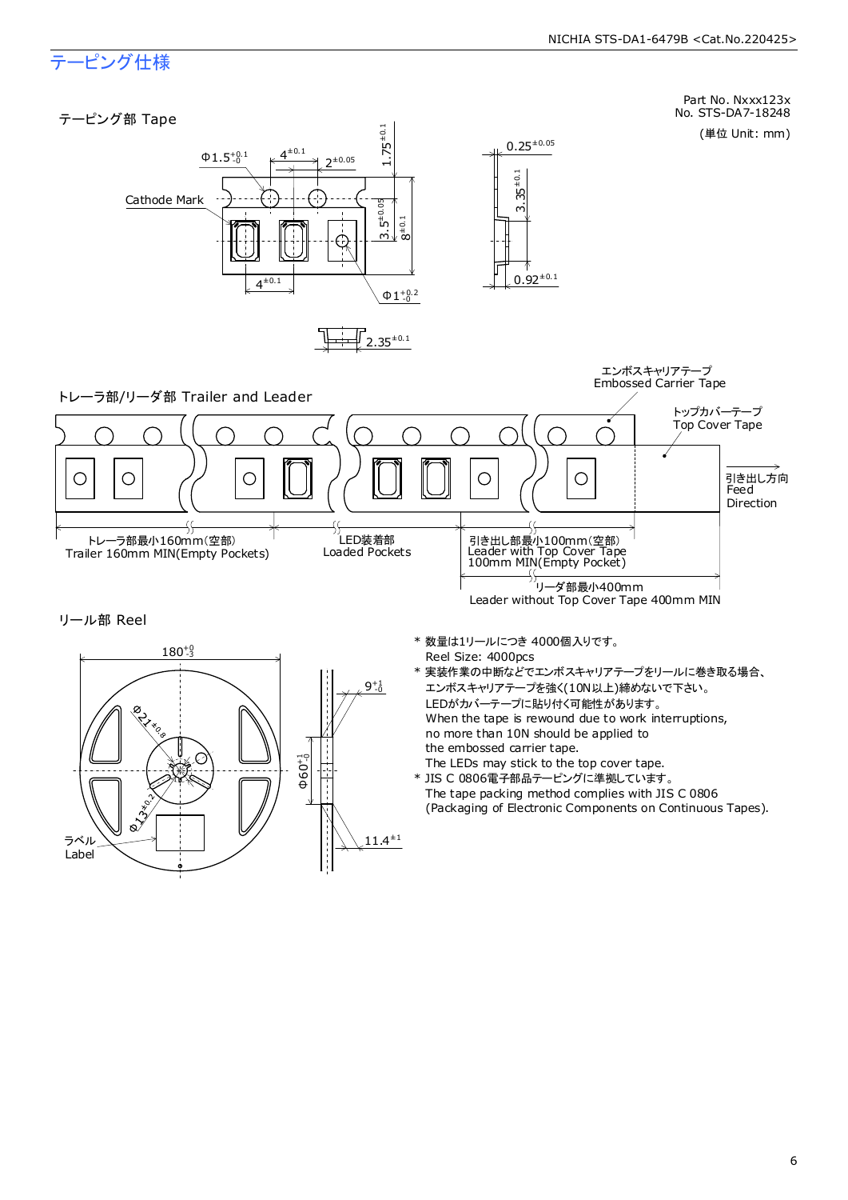# テーピング仕様

Part No. Nxxx123x
No. STS-DA7-18248

(単位 Unit: mm)

## テーピング部 Tape

Cathode Mark

$\Phi 1.5^{+0.1}_{-0}$　$4^{\pm 0.1}$　$2^{\pm 0.05}$　$1.75^{\pm 0.1}$　$3.5^{\pm 0.05}$　$8^{\pm 0.1}$　$4^{\pm 0.1}$　$\Phi 1^{+0.2}_{-0}$

$0.25^{\pm 0.05}$　$3.35^{\pm 0.1}$　$0.92^{\pm 0.1}$

$2.35^{\pm 0.1}$

## トレーラ部/リーダ部 Trailer and Leader

エンボスキャリアテープ
Embossed Carrier Tape

トップカバーテープ
Top Cover Tape

引き出し方向
Feed
Direction

トレーラ部最小160mm(空部)
Trailer 160mm MIN(Empty Pockets)

LED装着部
Loaded Pockets

引き出し部最小100mm(空部)
Leader with Top Cover Tape
100mm MIN(Empty Pocket)

リーダ部最小400mm
Leader without Top Cover Tape 400mm MIN

## リール部 Reel

$180^{+0}_{-3}$　$\Phi 21^{\pm 0.8}$　$\Phi 13^{\pm 0.2}$　$\Phi 60^{+1}_{-0}$　$9^{+1}_{-0}$　$11.4^{\pm 1}$

ラベル
Label

\* 数量は1リールにつき 4000個入りです。
Reel Size: 4000pcs

\* 実装作業の中断などでエンボスキャリアテープをリールに巻き取る場合、
エンボスキャリアテープを強く(10N以上)締めないで下さい。
LEDがカバーテープに貼り付く可能性があります。
When the tape is rewound due to work interruptions,
no more than 10N should be applied to
the embossed carrier tape.
The LEDs may stick to the top cover tape.

\* JIS C 0806電子部品テーピングに準拠しています。
The tape packing method complies with JIS C 0806
(Packaging of Electronic Components on Continuous Tapes).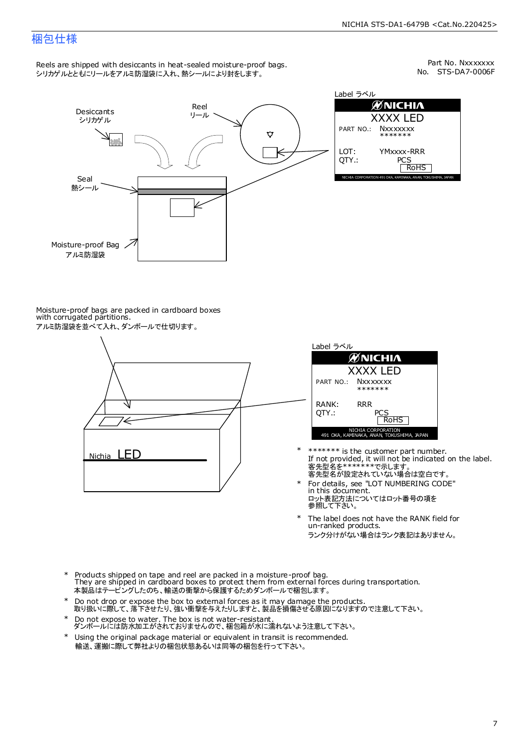# 梱包仕様

Part No. Nxxxxxxx
No. STS-DA7-0006F

Reels are shipped with desiccants in heat-sealed moisture-proof bags.
シリカゲルとともにリールをアルミ防湿袋に入れ、熱シールにより封をします。

Desiccants
シリカゲル

Reel
リール

Seal
熱シール

Moisture-proof Bag
アルミ防湿袋

Label ラベル

NICHIA
XXXX LED
PART NO.: Nxxxxxxx
*******
LOT: YMxxxx-RRR
QTY.: PCS
RoHS
NICHIA CORPORATION 491 OKA, KAMINAKA, ANAN, TOKUSHIMA, JAPAN

Moisture-proof bags are packed in cardboard boxes with corrugated partitions.
アルミ防湿袋を並べて入れ、ダンボールで仕切ります。

Nichia LED

Label ラベル

NICHIA
XXXX LED
PART NO.: Nxxxxxxx
*******
RANK: RRR
QTY.: PCS
RoHS
NICHIA CORPORATION
491 OKA, KAMINAKA, ANAN, TOKUSHIMA, JAPAN

- ******* is the customer part number.
  If not provided, it will not be indicated on the label.
  客先型名を*******で示します。
  客先型名が設定されていない場合は空白です。
- For details, see "LOT NUMBERING CODE" in this document.
  ロット表記方法についてはロット番号の項を参照して下さい。
- The label does not have the RANK field for un-ranked products.
  ランク分けがない場合はランク表記はありません。

- Products shipped on tape and reel are packed in a moisture-proof bag.
  They are shipped in cardboard boxes to protect them from external forces during transportation.
  本製品はテーピングしたのち、輸送の衝撃から保護するためダンボールで梱包します。
- Do not drop or expose the box to external forces as it may damage the products.
  取り扱いに際して、落下させたり、強い衝撃を与えたりしますと、製品を損傷させる原因になりますので注意して下さい。
- Do not expose to water. The box is not water-resistant.
  ダンボールには防水加工がされておりませんので、梱包箱が水に濡れないよう注意して下さい。
- Using the original package material or equivalent in transit is recommended.
  輸送、運搬に際して弊社よりの梱包状態あるいは同等の梱包を行って下さい。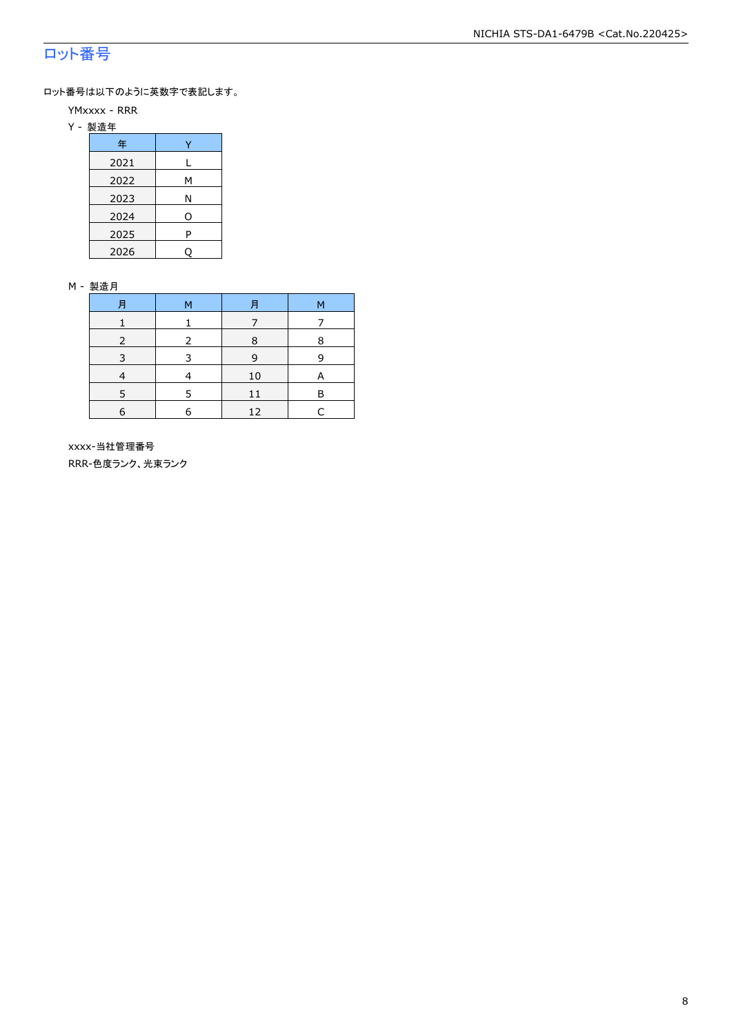## ロット番号

ロット番号は以下のように英数字で表記します。

YMxxxx - RRR

Y - 製造年

| 年 | Y |
|---|---|
| 2021 | L |
| 2022 | M |
| 2023 | N |
| 2024 | O |
| 2025 | P |
| 2026 | Q |

M - 製造月

| 月 | M | 月 | M |
|---|---|---|---|
| 1 | 1 | 7 | 7 |
| 2 | 2 | 8 | 8 |
| 3 | 3 | 9 | 9 |
| 4 | 4 | 10 | A |
| 5 | 5 | 11 | B |
| 6 | 6 | 12 | C |

xxxx-当社管理番号

RRR-色度ランク、光束ランク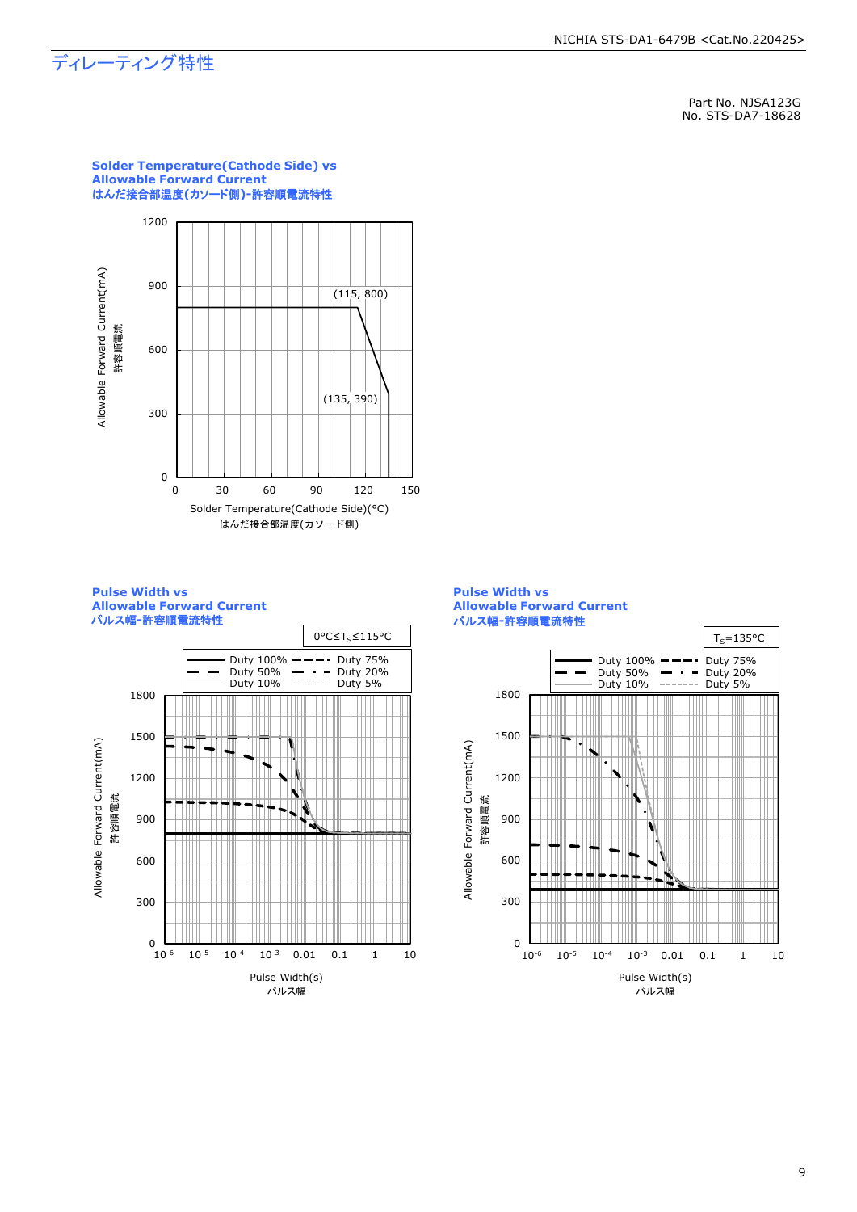# ディレーティング特性

Part No. NJSA123G
No. STS-DA7-18628

**Solder Temperature(Cathode Side) vs Allowable Forward Current**
**はんだ接合部温度(カソード側)-許容順電流特性**

Allowable Forward Current(mA)
許容順電流

(115, 800)
(135, 390)

Solder Temperature(Cathode Side)(°C)
はんだ接合部温度(カソード側)

**Pulse Width vs Allowable Forward Current**
**パルス幅-許容順電流特性**

$0°C \leq T_S \leq 115°C$

Duty 100% / Duty 75% / Duty 50% / Duty 20% / Duty 10% / Duty 5%

Allowable Forward Current(mA)
許容順電流

Pulse Width(s)
パルス幅

**Pulse Width vs Allowable Forward Current**
**パルス幅-許容順電流特性**

$T_S = 135°C$

Duty 100% / Duty 75% / Duty 50% / Duty 20% / Duty 10% / Duty 5%

Allowable Forward Current(mA)
許容順電流

Pulse Width(s)
パルス幅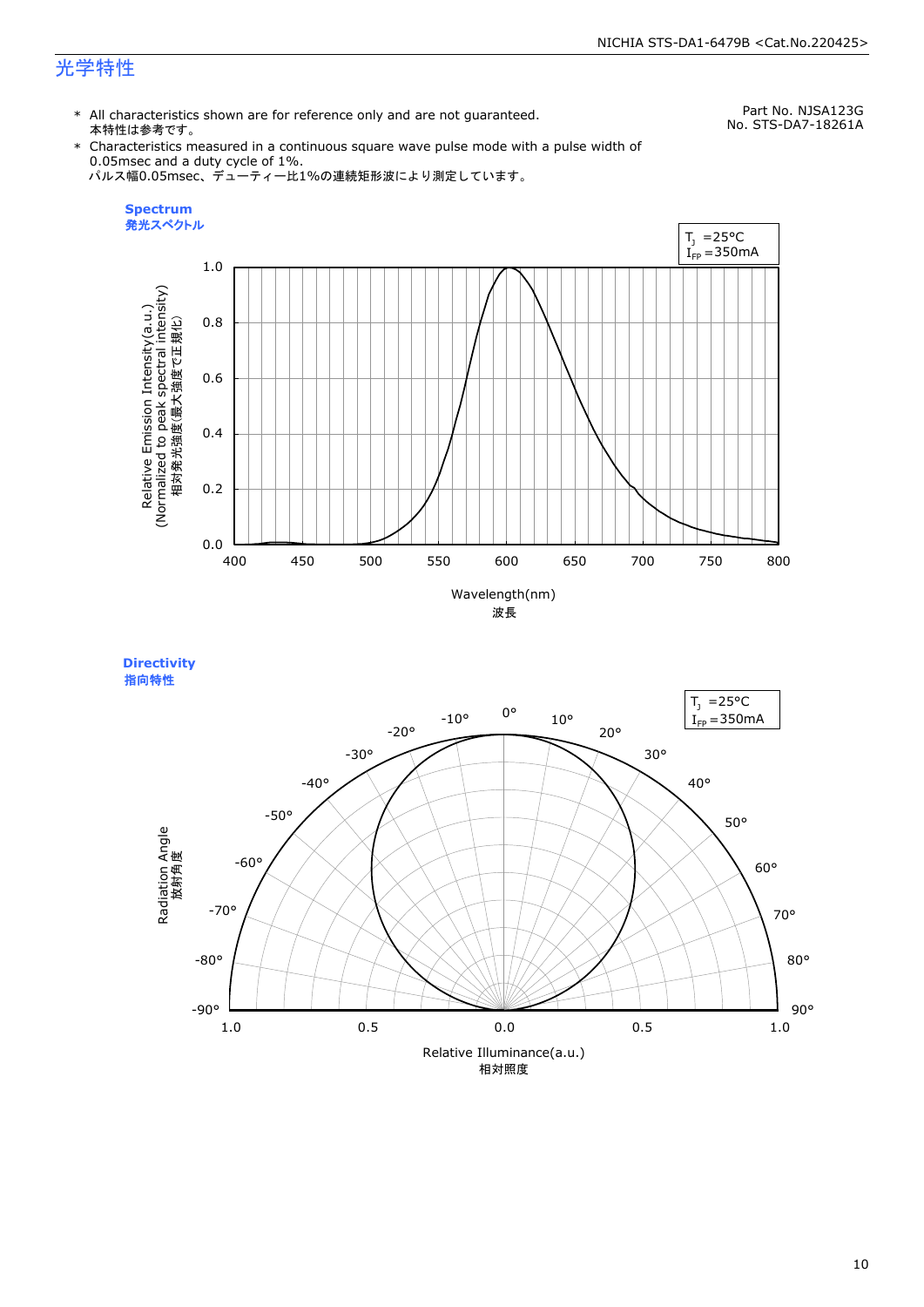## 光学特性

Part No. NJSA123G
No. STS-DA7-18261A

- All characteristics shown are for reference only and are not guaranteed.
  本特性は参考です。
- Characteristics measured in a continuous square wave pulse mode with a pulse width of 0.05msec and a duty cycle of 1%.
  パルス幅0.05msec、デューティー比1%の連続矩形波により測定しています。

### Spectrum
### 発光スペクトル

$T_J$ =25°C
$I_{FP}$ =350mA

Relative Emission Intensity(a.u.) (Normalized to peak spectral intensity)
相対発光強度(最大強度で正規化)

Wavelength(nm)
波長

### Directivity
### 指向特性

$T_J$ =25°C
$I_{FP}$ =350mA

Radiation Angle
放射角度

Relative Illuminance(a.u.)
相対照度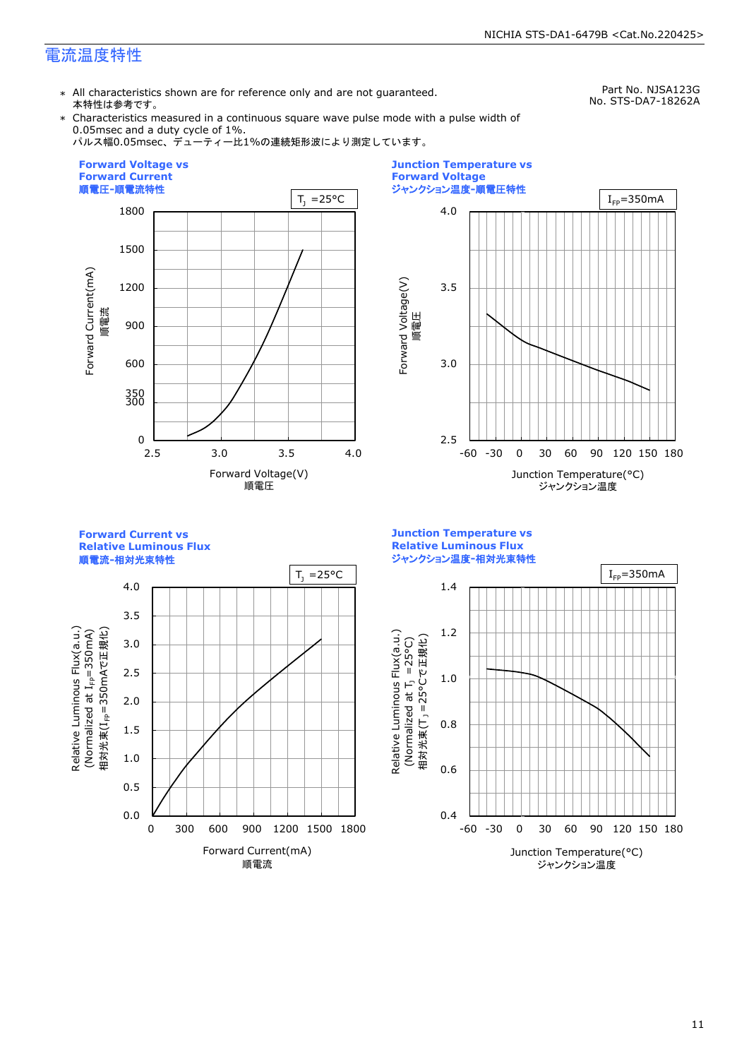## 電流温度特性

Part No. NJSA123G
No. STS-DA7-18262A

- ＊ All characteristics shown are for reference only and are not guaranteed.
  本特性は参考です。
- ＊ Characteristics measured in a continuous square wave pulse mode with a pulse width of 0.05msec and a duty cycle of 1%.
  パルス幅0.05msec、デューティー比1%の連続矩形波により測定しています。

**Forward Voltage vs Forward Current**
**順電圧-順電流特性**

$T_J$ =25°C

Forward Current(mA) 順電流 / Forward Voltage(V) 順電圧

**Junction Temperature vs Forward Voltage**
**ジャンクション温度-順電圧特性**

$I_{FP}$=350mA

Forward Voltage(V) 順電圧 / Junction Temperature(°C) ジャンクション温度

**Forward Current vs Relative Luminous Flux**
**順電流-相対光束特性**

$T_J$ =25°C

Relative Luminous Flux(a.u.) (Normalized at $I_{FP}$=350mA) 相対光束($I_{FP}$=350mAで正規化) / Forward Current(mA) 順電流

**Junction Temperature vs Relative Luminous Flux**
**ジャンクション温度-相対光束特性**

$I_{FP}$=350mA

Relative Luminous Flux(a.u.) (Normalized at $T_J$ =25°C) 相対光束($T_J$ =25°Cで正規化) / Junction Temperature(°C) ジャンクション温度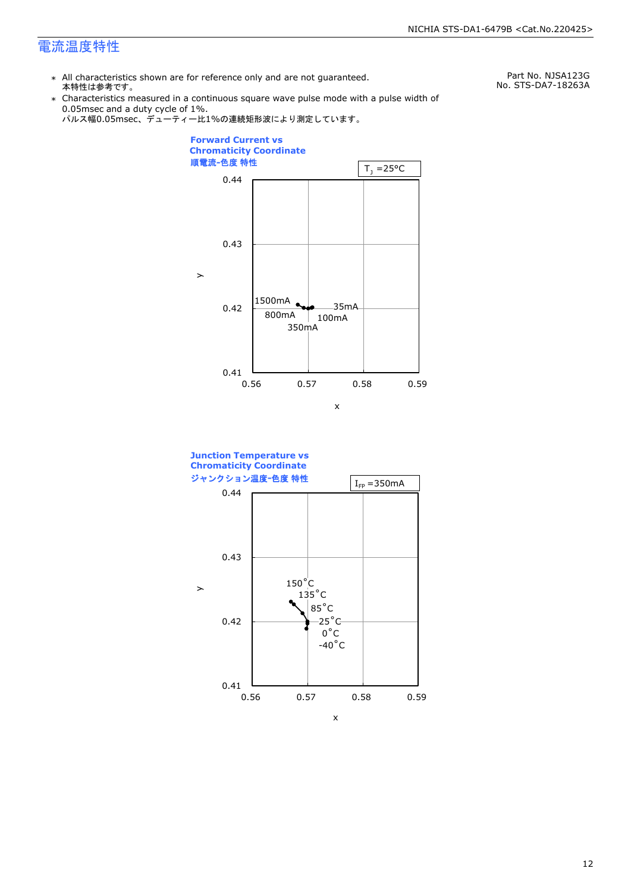## 電流温度特性

Part No. NJSA123G
No. STS-DA7-18263A

- ∗ All characteristics shown are for reference only and are not guaranteed.
  本特性は参考です。
- ∗ Characteristics measured in a continuous square wave pulse mode with a pulse width of 0.05msec and a duty cycle of 1%.
  パルス幅0.05msec、デューティー比1%の連続矩形波により測定しています。

### Forward Current vs Chromaticity Coordinate
### 順電流-色度 特性

$T_J$ =25°C

y: 0.41–0.44; x: 0.56–0.59

1500mA, 800mA, 350mA, 100mA, 35mA

### Junction Temperature vs Chromaticity Coordinate
### ジャンクション温度-色度 特性

$I_{FP}$ =350mA

y: 0.41–0.44; x: 0.56–0.59

150°C, 135°C, 85°C, 25°C, 0°C, -40°C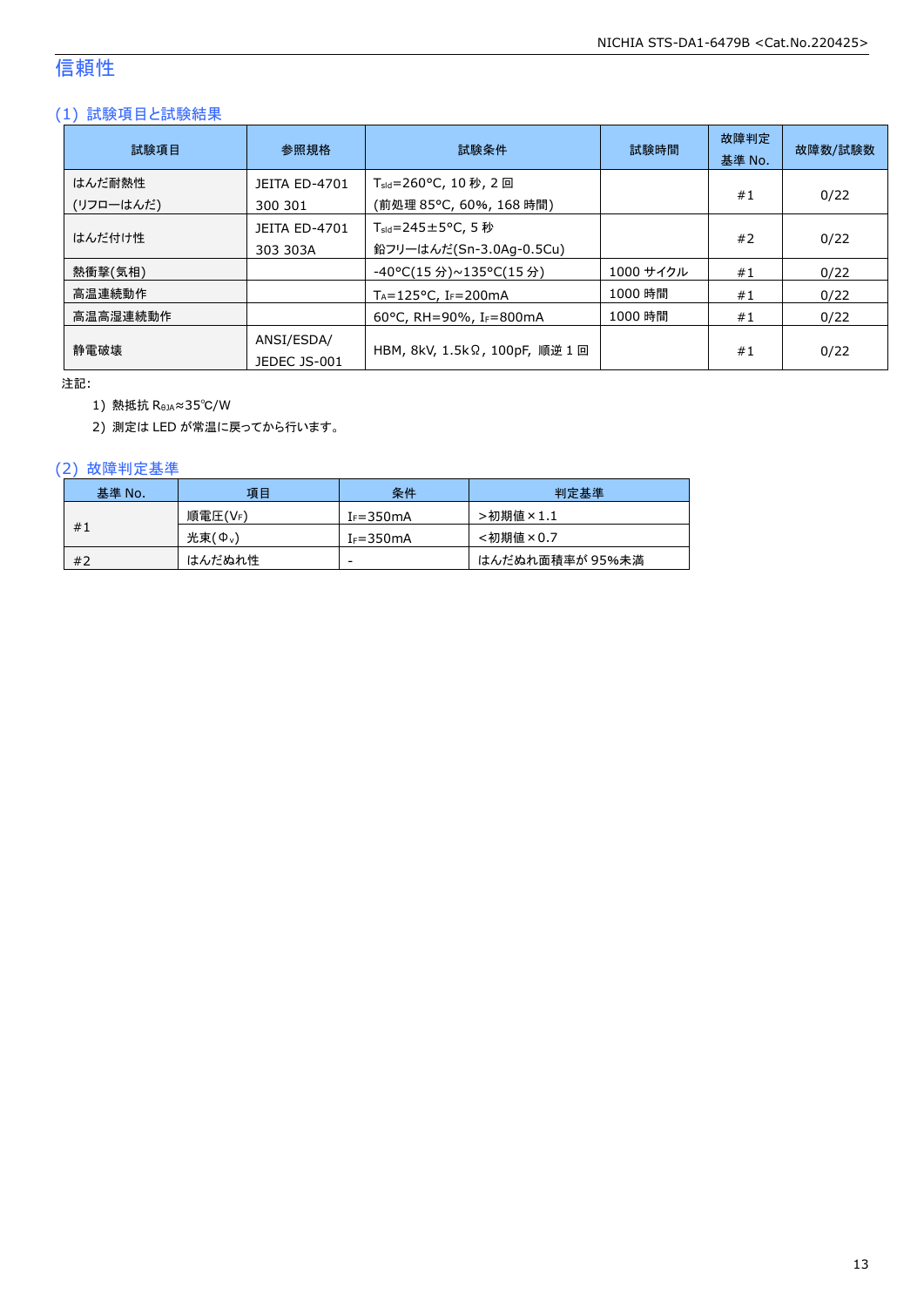# 信頼性

## (1) 試験項目と試験結果

| 試験項目 | 参照規格 | 試験条件 | 試験時間 | 故障判定基準 No. | 故障数/試験数 |
|---|---|---|---|---|---|
| はんだ耐熱性 (リフローはんだ) | JEITA ED-4701 300 301 | $T_{sld}$=260°C, 10 秒, 2 回 (前処理 85°C, 60%, 168 時間) | | #1 | 0/22 |
| はんだ付け性 | JEITA ED-4701 303 303A | $T_{sld}$=245±5°C, 5 秒 鉛フリーはんだ(Sn-3.0Ag-0.5Cu) | | #2 | 0/22 |
| 熱衝撃(気相) | | -40°C(15 分)~135°C(15 分) | 1000 サイクル | #1 | 0/22 |
| 高温連続動作 | | $T_A$=125°C, $I_F$=200mA | 1000 時間 | #1 | 0/22 |
| 高温高湿連続動作 | | 60°C, RH=90%, $I_F$=800mA | 1000 時間 | #1 | 0/22 |
| 静電破壊 | ANSI/ESDA/ JEDEC JS-001 | HBM, 8kV, 1.5kΩ, 100pF, 順逆 1 回 | | #1 | 0/22 |

注記:

1) 熱抵抗 $R_{\theta JA}$≈35℃/W
2) 測定は LED が常温に戻ってから行います。

## (2) 故障判定基準

| 基準 No. | 項目 | 条件 | 判定基準 |
|---|---|---|---|
| #1 | 順電圧($V_F$) | $I_F$=350mA | >初期値×1.1 |
| | 光束($\Phi_v$) | $I_F$=350mA | <初期値×0.7 |
| #2 | はんだぬれ性 | - | はんだぬれ面積率が 95%未満 |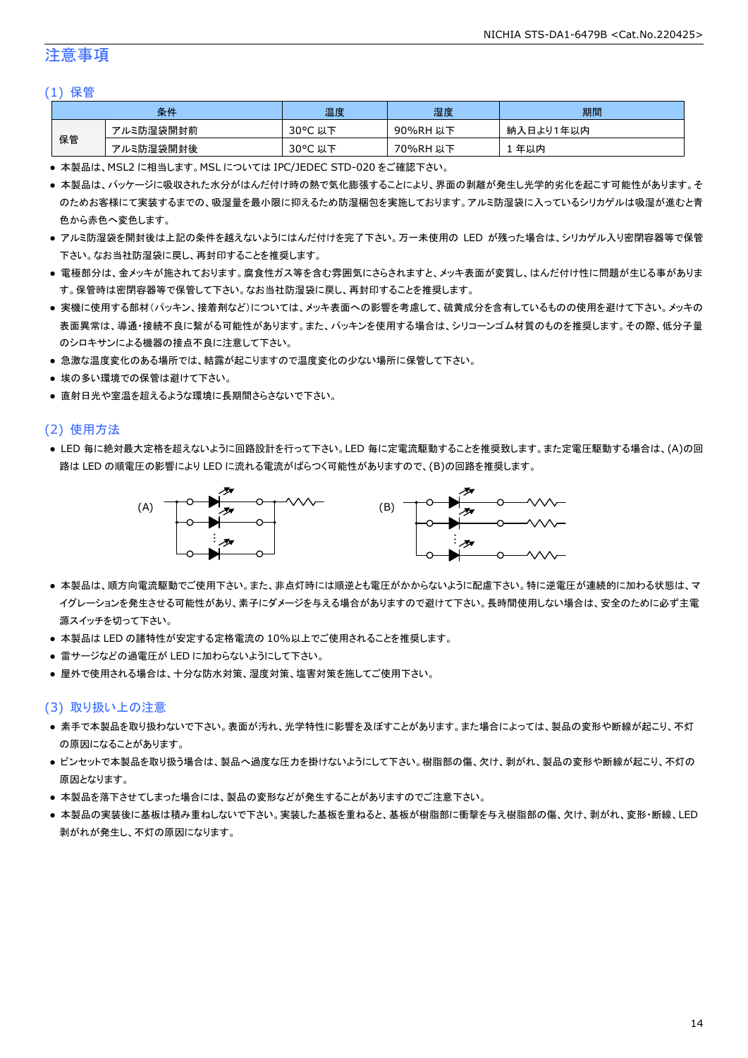# 注意事項

## (1) 保管

| 条件 | | 温度 | 湿度 | 期間 |
|---|---|---|---|---|
| 保管 | アルミ防湿袋開封前 | 30°C 以下 | 90%RH 以下 | 納入日より1年以内 |
| | アルミ防湿袋開封後 | 30°C 以下 | 70%RH 以下 | 1 年以内 |

- 本製品は、MSL2 に相当します。MSL については IPC/JEDEC STD-020 をご確認下さい。
- 本製品は、パッケージに吸収された水分がはんだ付け時の熱で気化膨張することにより、界面の剥離が発生し光学的劣化を起こす可能性があります。そのためお客様にて実装するまでの、吸湿量を最小限に抑えるため防湿梱包を実施しております。アルミ防湿袋に入っているシリカゲルは吸湿が進むと青色から赤色へ変色します。
- アルミ防湿袋を開封後は上記の条件を越えないようにはんだ付けを完了下さい。万一未使用の LED が残った場合は、シリカゲル入り密閉容器等で保管下さい。なお当社防湿袋に戻し、再封印することを推奨します。
- 電極部分は、金メッキが施されております。腐食性ガス等を含む雰囲気にさらされますと、メッキ表面が変質し、はんだ付け性に問題が生じる事があります。保管時は密閉容器等で保管して下さい。なお当社防湿袋に戻し、再封印することを推奨します。
- 実機に使用する部材(パッキン、接着剤など)については、メッキ表面への影響を考慮して、硫黄成分を含有しているものの使用を避けて下さい。メッキの表面異常は、導通・接続不良に繋がる可能性があります。また、パッキンを使用する場合は、シリコーンゴム材質のものを推奨します。その際、低分子量のシロキサンによる機器の接点不良に注意して下さい。
- 急激な温度変化のある場所では、結露が起こりますので温度変化の少ない場所に保管して下さい。
- 埃の多い環境での保管は避けて下さい。
- 直射日光や室温を超えるような環境に長期間さらさないで下さい。

## (2) 使用方法

- LED 毎に絶対最大定格を超えないように回路設計を行って下さい。LED 毎に定電流駆動することを推奨致します。また定電圧駆動する場合は、(A)の回路は LED の順電圧の影響により LED に流れる電流がばらつく可能性がありますので、(B)の回路を推奨します。

(A) (B)

- 本製品は、順方向電流駆動でご使用下さい。また、非点灯時には順逆とも電圧がかからないように配慮下さい。特に逆電圧が連続的に加わる状態は、マイグレーションを発生させる可能性があり、素子にダメージを与える場合がありますので避けて下さい。長時間使用しない場合は、安全のために必ず主電源スイッチを切って下さい。
- 本製品は LED の諸特性が安定する定格電流の 10%以上でご使用されることを推奨します。
- 雷サージなどの過電圧が LED に加わらないようにして下さい。
- 屋外で使用される場合は、十分な防水対策、湿度対策、塩害対策を施してご使用下さい。

## (3) 取り扱い上の注意

- 素手で本製品を取り扱わないで下さい。表面が汚れ、光学特性に影響を及ぼすことがあります。また場合によっては、製品の変形や断線が起こり、不灯の原因になることがあります。
- ピンセットで本製品を取り扱う場合は、製品へ過度な圧力を掛けないようにして下さい。樹脂部の傷、欠け、剥がれ、製品の変形や断線が起こり、不灯の原因となります。
- 本製品を落下させてしまった場合には、製品の変形などが発生することがありますのでご注意下さい。
- 本製品の実装後に基板は積み重ねしないで下さい。実装した基板を重ねると、基板が樹脂部に衝撃を与え樹脂部の傷、欠け、剥がれ、変形・断線、LED 剥がれが発生し、不灯の原因になります。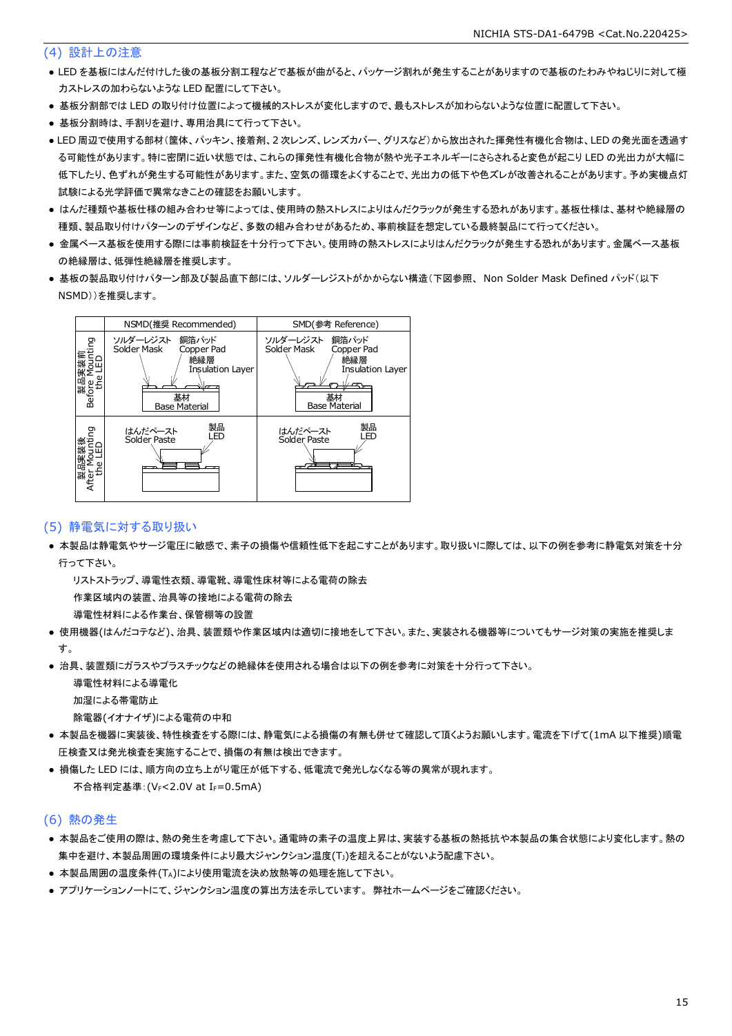## (4) 設計上の注意

- LED を基板にはんだ付けした後の基板分割工程などで基板が曲がると、パッケージ割れが発生することがありますので基板のたわみやねじりに対して極力ストレスの加わらないような LED 配置にして下さい。
- 基板分割部では LED の取り付け位置によって機械的ストレスが変化しますので、最もストレスが加わらないような位置に配置して下さい。
- 基板分割時は、手割りを避け、専用治具にて行って下さい。
- LED 周辺で使用する部材（筐体、パッキン、接着剤、2 次レンズ、レンズカバー、グリスなど）から放出された揮発性有機化合物は、LED の発光面を透過する可能性があります。特に密閉に近い状態では、これらの揮発性有機化合物が熱や光子エネルギーにさらされると変色が起こり LED の光出力が大幅に低下したり、色ずれが発生する可能性があります。また、空気の循環をよくすることで、光出力の低下や色ズレが改善されることがあります。予め実機点灯試験による光学評価で異常なきことの確認をお願いします。
- はんだ種類や基板仕様の組み合わせ等によっては、使用時の熱ストレスによりはんだクラックが発生する恐れがあります。基板仕様は、基材や絶縁層の種類、製品取り付けパターンのデザインなど、多数の組み合わせがあるため、事前検証を想定している最終製品にて行ってください。
- 金属ベース基板を使用する際には事前検証を十分行って下さい。使用時の熱ストレスによりはんだクラックが発生する恐れがあります。金属ベース基板の絶縁層は、低弾性絶縁層を推奨します。
- 基板の製品取り付けパターン部及び製品直下部には、ソルダーレジストがかからない構造（下図参照、 Non Solder Mask Defined パッド（以下 NSMD））を推奨します。

| | NSMD(推奨 Recommended) | SMD(参考 Reference) |
|---|---|---|
| 製品実装前 Before Mounting the LED | ソルダーレジスト Solder Mask / 銅箔パッド Copper Pad / 絶縁層 Insulation Layer / 基材 Base Material | ソルダーレジスト Solder Mask / 銅箔パッド Copper Pad / 絶縁層 Insulation Layer / 基材 Base Material |
| 製品実装後 After Mounting the LED | はんだペースト Solder Paste / 製品 LED | はんだペースト Solder Paste / 製品 LED |

## (5) 静電気に対する取り扱い

- 本製品は静電気やサージ電圧に敏感で、素子の損傷や信頼性低下を起こすことがあります。取り扱いに際しては、以下の例を参考に静電気対策を十分行って下さい。

  リストストラップ、導電性衣類、導電靴、導電性床材等による電荷の除去
  
  作業区域内の装置、治具等の接地による電荷の除去
  
  導電性材料による作業台、保管棚等の設置

- 使用機器(はんだコテなど)、治具、装置類や作業区域内は適切に接地をして下さい。また、実装される機器等についてもサージ対策の実施を推奨します。
- 治具、装置類にガラスやプラスチックなどの絶縁体を使用される場合は以下の例を参考に対策を十分行って下さい。

  導電性材料による導電化
  
  加湿による帯電防止
  
  除電器(イオナイザ)による電荷の中和

- 本製品を機器に実装後、特性検査をする際には、静電気による損傷の有無も併せて確認して頂くようお願いします。電流を下げて(1mA 以下推奨)順電圧検査又は発光検査を実施することで、損傷の有無は検出できます。
- 損傷した LED には、順方向の立ち上がり電圧が低下する、低電流で発光しなくなる等の異常が現れます。

  不合格判定基準：($V_F$<2.0V at $I_F$=0.5mA)

## (6) 熱の発生

- 本製品をご使用の際は、熱の発生を考慮して下さい。通電時の素子の温度上昇は、実装する基板の熱抵抗や本製品の集合状態により変化します。熱の集中を避け、本製品周囲の環境条件により最大ジャンクション温度($T_J$)を超えることがないよう配慮下さい。
- 本製品周囲の温度条件($T_A$)により使用電流を決め放熱等の処理を施して下さい。
- アプリケーションノートにて、ジャンクション温度の算出方法を示しています。 弊社ホームページをご確認ください。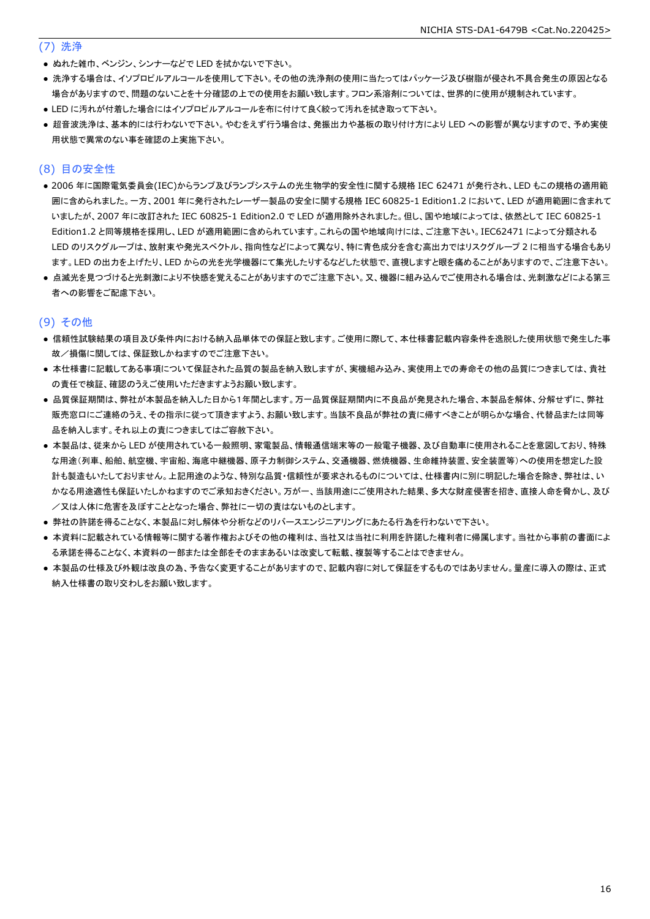## (7) 洗浄

- ぬれた雑巾、ベンジン、シンナーなどで LED を拭かないで下さい。
- 洗浄する場合は、イソプロピルアルコールを使用して下さい。その他の洗浄剤の使用に当たってはパッケージ及び樹脂が侵され不具合発生の原因となる場合がありますので、問題のないことを十分確認の上での使用をお願い致します。フロン系溶剤については、世界的に使用が規制されています。
- LED に汚れが付着した場合にはイソプロピルアルコールを布に付けて良く絞って汚れを拭き取って下さい。
- 超音波洗浄は、基本的には行わないで下さい。やむをえず行う場合は、発振出力や基板の取り付け方により LED への影響が異なりますので、予め実使用状態で異常のない事を確認の上実施下さい。

## (8) 目の安全性

- 2006 年に国際電気委員会(IEC)からランプ及びランプシステムの光生物学的安全性に関する規格 IEC 62471 が発行され、LED もこの規格の適用範囲に含められました。一方、2001 年に発行されたレーザー製品の安全に関する規格 IEC 60825-1 Edition1.2 において、LED が適用範囲に含まれていましたが、2007 年に改訂された IEC 60825-1 Edition2.0 で LED が適用除外されました。但し、国や地域によっては、依然として IEC 60825-1 Edition1.2 と同等規格を採用し、LED が適用範囲に含められています。これらの国や地域向けには、ご注意下さい。IEC62471 によって分類される LED のリスクグループは、放射束や発光スペクトル、指向性などによって異なり、特に青色成分を含む高出力ではリスクグループ 2 に相当する場合もあります。LED の出力を上げたり、LED からの光を光学機器にて集光したりするなどした状態で、直視しますと眼を痛めることがありますので、ご注意下さい。
- 点滅光を見つづけると光刺激により不快感を覚えることがありますのでご注意下さい。又、機器に組み込んでご使用される場合は、光刺激などによる第三者への影響をご配慮下さい。

## (9) その他

- 信頼性試験結果の項目及び条件内における納入品単体での保証と致します。ご使用に際して、本仕様書記載内容条件を逸脱した使用状態で発生した事故／損傷に関しては、保証致しかねますのでご注意下さい。
- 本仕様書に記載してある事項について保証された品質の製品を納入致しますが、実機組み込み、実使用上での寿命その他の品質につきましては、貴社の責任で検証、確認のうえご使用いただきますようお願い致します。
- 品質保証期間は、弊社が本製品を納入した日から1年間とします。万一品質保証期間内に不良品が発見された場合、本製品を解体、分解せずに、弊社販売窓口にご連絡のうえ、その指示に従って頂きますよう、お願い致します。当該不良品が弊社の責に帰すべきことが明らかな場合、代替品または同等品を納入します。それ以上の責につきましてはご容赦下さい。
- 本製品は、従来から LED が使用されている一般照明、家電製品、情報通信端末等の一般電子機器、及び自動車に使用されることを意図しており、特殊な用途(列車、船舶、航空機、宇宙船、海底中継機器、原子力制御システム、交通機器、燃焼機器、生命維持装置、安全装置等)への使用を想定した設計も製造もいたしておりません。上記用途のような、特別な品質･信頼性が要求されるものについては、仕様書内に別に明記した場合を除き、弊社は、いかなる用途適性も保証いたしかねますのでご承知おきください。万が一、当該用途にご使用された結果、多大な財産侵害を招き、直接人命を脅かし、及び／又は人体に危害を及ぼすこととなった場合、弊社に一切の責はないものとします。
- 弊社の許諾を得ることなく、本製品に対し解体や分析などのリバースエンジニアリングにあたる行為を行わないで下さい。
- 本資料に記載されている情報等に関する著作権およびその他の権利は、当社又は当社に利用を許諾した権利者に帰属します。当社から事前の書面による承諾を得ることなく、本資料の一部または全部をそのままあるいは改変して転載、複製等することはできません。
- 本製品の仕様及び外観は改良の為、予告なく変更することがありますので、記載内容に対して保証をするものではありません。量産に導入の際は、正式納入仕様書の取り交わしをお願い致します。